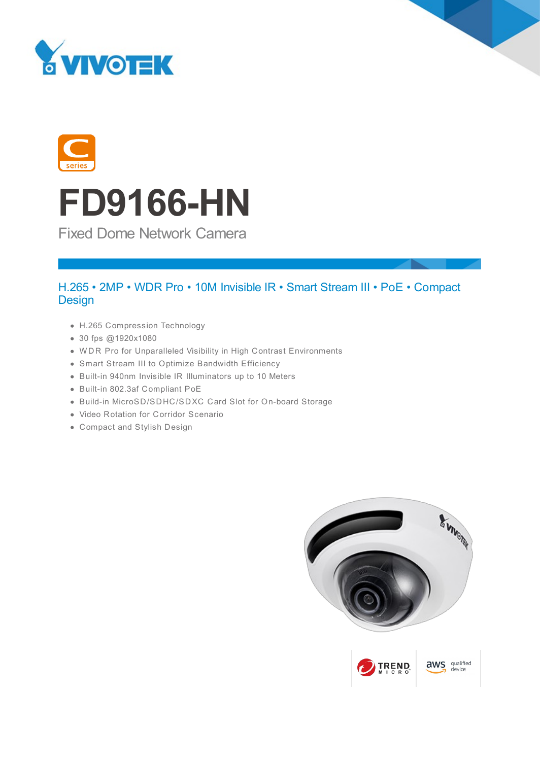# FD9166-HN

Fixed Dome Network Camera

## H.265 • 2MP • WDR Pro • 10M Invisible IR • Smart Stream III • PoE • Compact Design

- H.265 Compression Technology
- 30 fps @1920x1080
- WDR Pro for Unparalleled Visibility in High Contrast Environments
- Smart Stream III to Optimize Bandwidth Efficiency
- Built-in 940nm Invisible IR Illuminators up to 10 Meters
- Built-in 802.3af Compliant PoE
- Build-in MicroSD/SDHC/SDXC Card Slot for On-board Storage
- Video Rotation for Corridor Scenario
- Compact and Stylish Design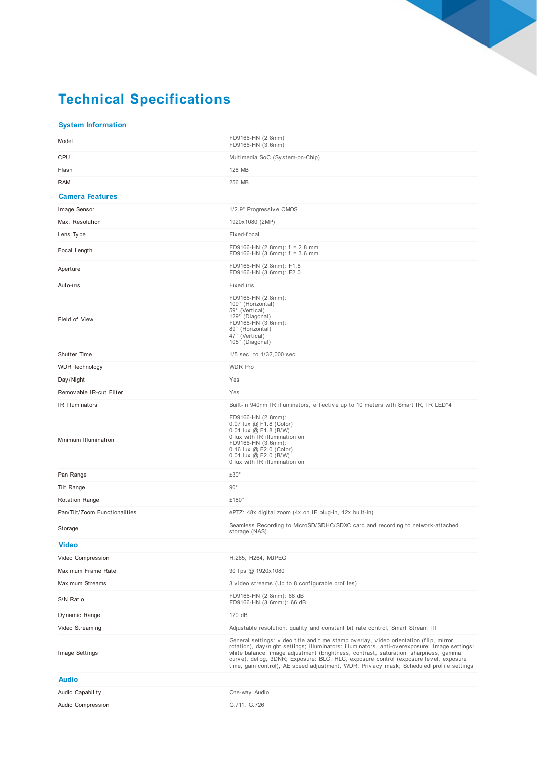# Technical Specifications

## System Information

| | |
|---|---|
| Model | FD9166-HN (2.8mm)<br>FD9166-HN (3.6mm) |
| CPU | Multimedia SoC (System-on-Chip) |
| Flash | 128 MB |
| RAM | 256 MB |

## Camera Features

| | |
|---|---|
| Image Sensor | 1/2.9" Progressive CMOS |
| Max. Resolution | 1920x1080 (2MP) |
| Lens Type | Fixed-focal |
| Focal Length | FD9166-HN (2.8mm): f = 2.8 mm<br>FD9166-HN (3.6mm): f = 3.6 mm |
| Aperture | FD9166-HN (2.8mm): F1.8<br>FD9166-HN (3.6mm): F2.0 |
| Auto-iris | Fixed iris |
| Field of View | FD9166-HN (2.8mm):<br>109° (Horizontal)<br>59° (Vertical)<br>129° (Diagonal)<br>FD9166-HN (3.6mm):<br>89° (Horizontal)<br>47° (Vertical)<br>105° (Diagonal) |
| Shutter Time | 1/5 sec. to 1/32,000 sec. |
| WDR Technology | WDR Pro |
| Day/Night | Yes |
| Removable IR-cut Filter | Yes |
| IR Illuminators | Built-in 940nm IR illuminators, effective up to 10 meters with Smart IR, IR LED*4 |
| Minimum Illumination | FD9166-HN (2.8mm):<br>0.07 lux @ F1.8 (Color)<br>0.01 lux @ F1.8 (B/W)<br>0 lux with IR illumination on<br>FD9166-HN (3.6mm):<br>0.16 lux @ F2.0 (Color)<br>0.01 lux @ F2.0 (B/W)<br>0 lux with IR illumination on |
| Pan Range | ±30° |
| Tilt Range | 90° |
| Rotation Range | ±180° |
| Pan/Tilt/Zoom Functionalities | ePTZ: 48x digital zoom (4x on IE plug-in, 12x built-in) |
| Storage | Seamless Recording to MicroSD/SDHC/SDXC card and recording to network-attached storage (NAS) |

## Video

| | |
|---|---|
| Video Compression | H.265, H264, MJPEG |
| Maximum Frame Rate | 30 fps @ 1920x1080 |
| Maximum Streams | 3 video streams (Up to 8 configurable profiles) |
| S/N Ratio | FD9166-HN (2.8mm): 68 dB<br>FD9166-HN (3.6mm:): 66 dB |
| Dynamic Range | 120 dB |
| Video Streaming | Adjustable resolution, quality and constant bit rate control, Smart Stream III |
| Image Settings | General settings: video title and time stamp overlay, video orientation (flip, mirror, rotation), day/night settings; Illuminators: illuminators, anti-overexposure; Image settings: white balance, image adjustment (brightness, contrast, saturation, sharpness, gamma curve), defog, 3DNR; Exposure: BLC, HLC, exposure control (exposure level, exposure time, gain control), AE speed adjustment, WDR; Privacy mask; Scheduled profile settings |

## Audio

| | |
|---|---|
| Audio Capability | One-way Audio |
| Audio Compression | G.711, G.726 |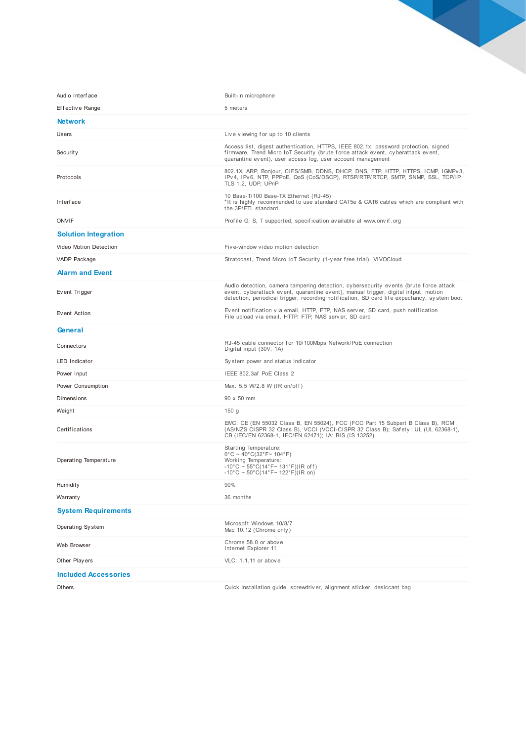| | |
|---|---|
| Audio Interface | Built-in microphone |
| Effective Range | 5 meters |

## Network

| | |
|---|---|
| Users | Live viewing for up to 10 clients |
| Security | Access list, digest authentication, HTTPS, IEEE 802.1x, password protection, signed firmware, Trend Micro IoT Security (brute force attack event, cyberattack event, quarantine event), user access log, user account management |
| Protocols | 802.1X, ARP, Bonjour, CIFS/SMB, DDNS, DHCP, DNS, FTP, HTTP, HTTPS, ICMP, IGMPv3, IPv4, IPv6, NTP, PPPoE, QoS (CoS/DSCP), RTSP/RTP/RTCP, SMTP, SNMP, SSL, TCP/IP, TLS 1.2, UDP, UPnP |
| Interface | 10 Base-T/100 Base-TX Ethernet (RJ-45)<br>*It is highly recommended to use standard CAT5e & CAT6 cables which are compliant with the 3P/ETL standard. |
| ONVIF | Profile G, S, T supported, specification available at www.onvif.org |

## Solution Integration

| | |
|---|---|
| Video Motion Detection | Five-window video motion detection |
| VADP Package | Stratocast, Trend Micro IoT Security (1-year free trial), VIVOCloud |

## Alarm and Event

| | |
|---|---|
| Event Trigger | Audio detection, camera tampering detection, cybersecurity events (brute force attack event, cyberattack event, quarantine event), manual trigger, digital intput, motion detection, periodical trigger, recording notification, SD card life expectancy, system boot |
| Event Action | Event notification via email, HTTP, FTP, NAS server, SD card, push notification<br>File upload via email, HTTP, FTP, NAS server, SD card |

## General

| | |
|---|---|
| Connectors | RJ-45 cable connector for 10/100Mbps Network/PoE connection<br>Digital input (30V, 1A) |
| LED Indicator | System power and status indicator |
| Power Input | IEEE 802.3af PoE Class 2 |
| Power Consumption | Max. 5.5 W/2.8 W (IR on/off) |
| Dimensions | 90 x 50 mm |
| Weight | 150 g |
| Certifications | EMC: CE (EN 55032 Class B, EN 55024), FCC (FCC Part 15 Subpart B Class B), RCM (AS/NZS CISPR 32 Class B), VCCI (VCCI-CISPR 32 Class B); Safety: UL (UL 62368-1), CB (IEC/EN 62368-1, IEC/EN 62471); IA: BIS (IS 13252) |
| Operating Temperature | Starting Temperature:<br>0°C ~ 40°C(32°F~ 104°F)<br>Working Temperature:<br>-10°C ~ 55°C(14°F~ 131°F)(IR off)<br>-10°C ~ 50°C(14°F~ 122°F)(IR on) |
| Humidity | 90% |
| Warranty | 36 months |

## System Requirements

| | |
|---|---|
| Operating System | Microsoft Windows 10/8/7<br>Mac 10.12 (Chrome only) |
| Web Browser | Chrome 58.0 or above<br>Internet Explorer 11 |
| Other Players | VLC: 1.1.11 or above |

## Included Accessories

| | |
|---|---|
| Others | Quick installation guide, screwdriver, alignment sticker, desiccant bag |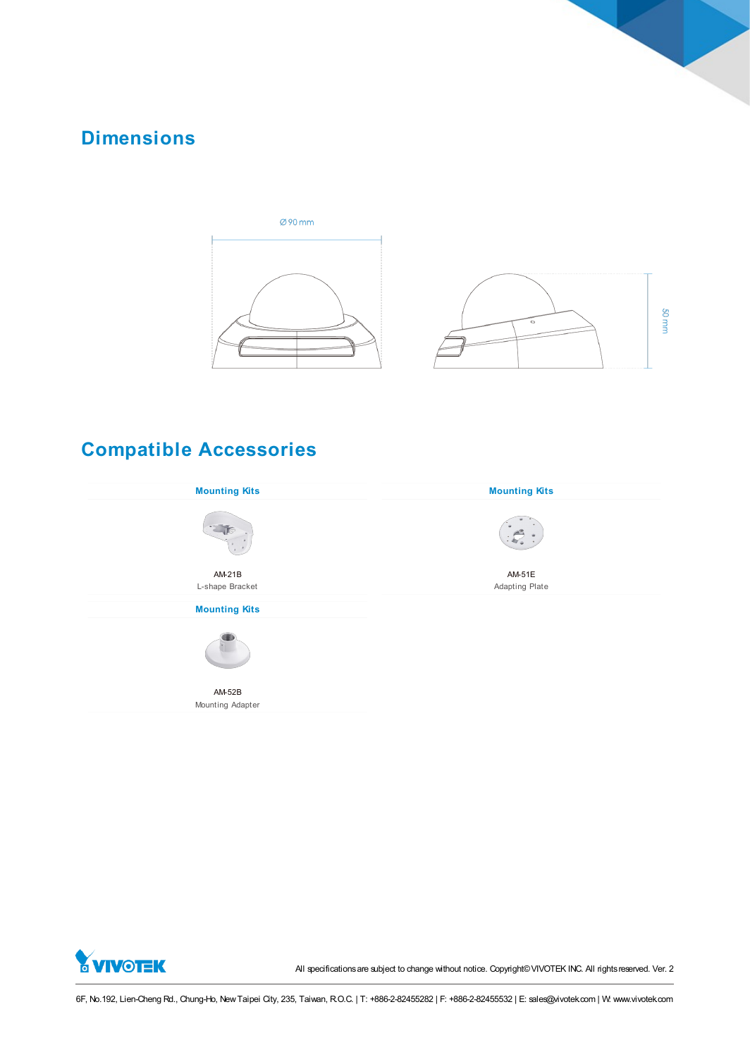## Dimensions

Ø90 mm

50 mm

## Compatible Accessories

**Mounting Kits**

AM-21B
L-shape Bracket

**Mounting Kits**

AM-51E
Adapting Plate

**Mounting Kits**

AM-52B
Mounting Adapter

All specifications are subject to change without notice. Copyright© VIVOTEK INC. All rights reserved. Ver. 2

6F, No.192, Lien-Cheng Rd., Chung-Ho, New Taipei City, 235, Taiwan, R.O.C. | T: +886-2-82455282 | F: +886-2-82455532 | E: sales@vivotek.com | W: www.vivotek.com